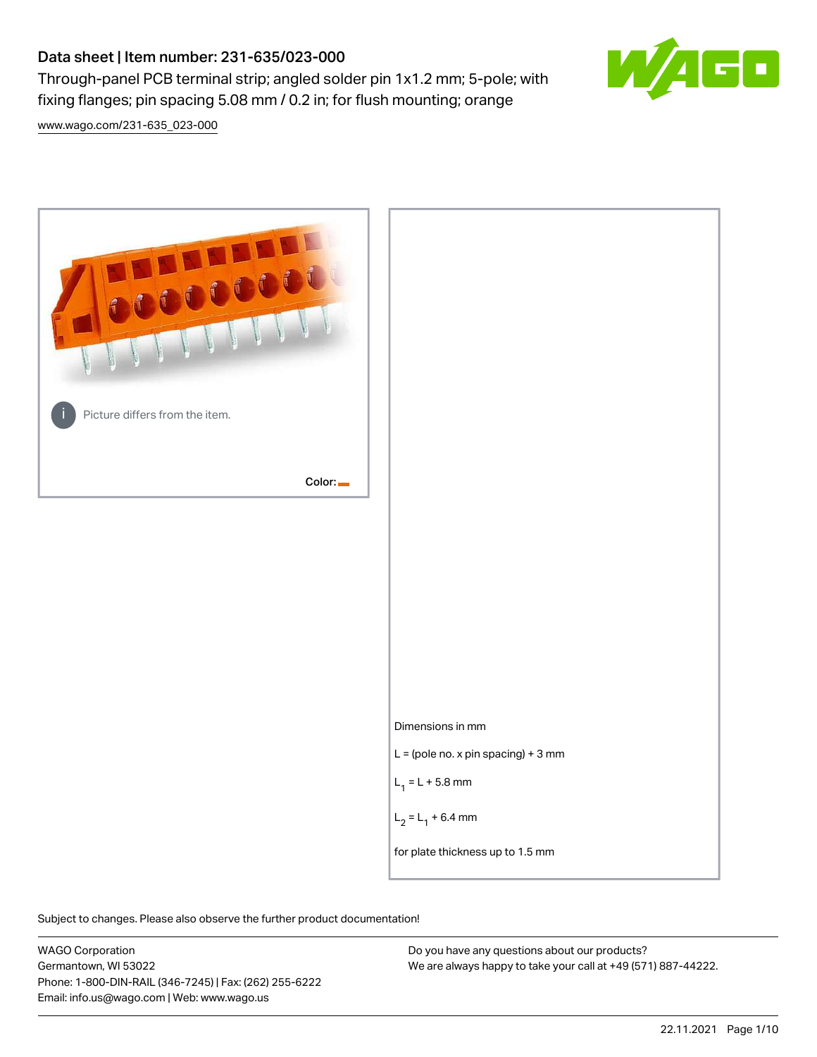# Data sheet | Item number: 231-635/023-000

Through-panel PCB terminal strip; angled solder pin 1x1.2 mm; 5-pole; with fixing flanges; pin spacing 5.08 mm / 0.2 in; for flush mounting; orange

www.wago.com/231-635_023-000

Picture differs from the item.

Color:

Dimensions in mm

L = (pole no. x pin spacing) + 3 mm

$L_1$ = L + 5.8 mm

$L_2$ = $L_1$ + 6.4 mm

for plate thickness up to 1.5 mm

Subject to changes. Please also observe the further product documentation!

WAGO Corporation
Germantown, WI 53022
Phone: 1-800-DIN-RAIL (346-7245) | Fax: (262) 255-6222
Email: info.us@wago.com | Web: www.wago.us

Do you have any questions about our products?
We are always happy to take your call at +49 (571) 887-44222.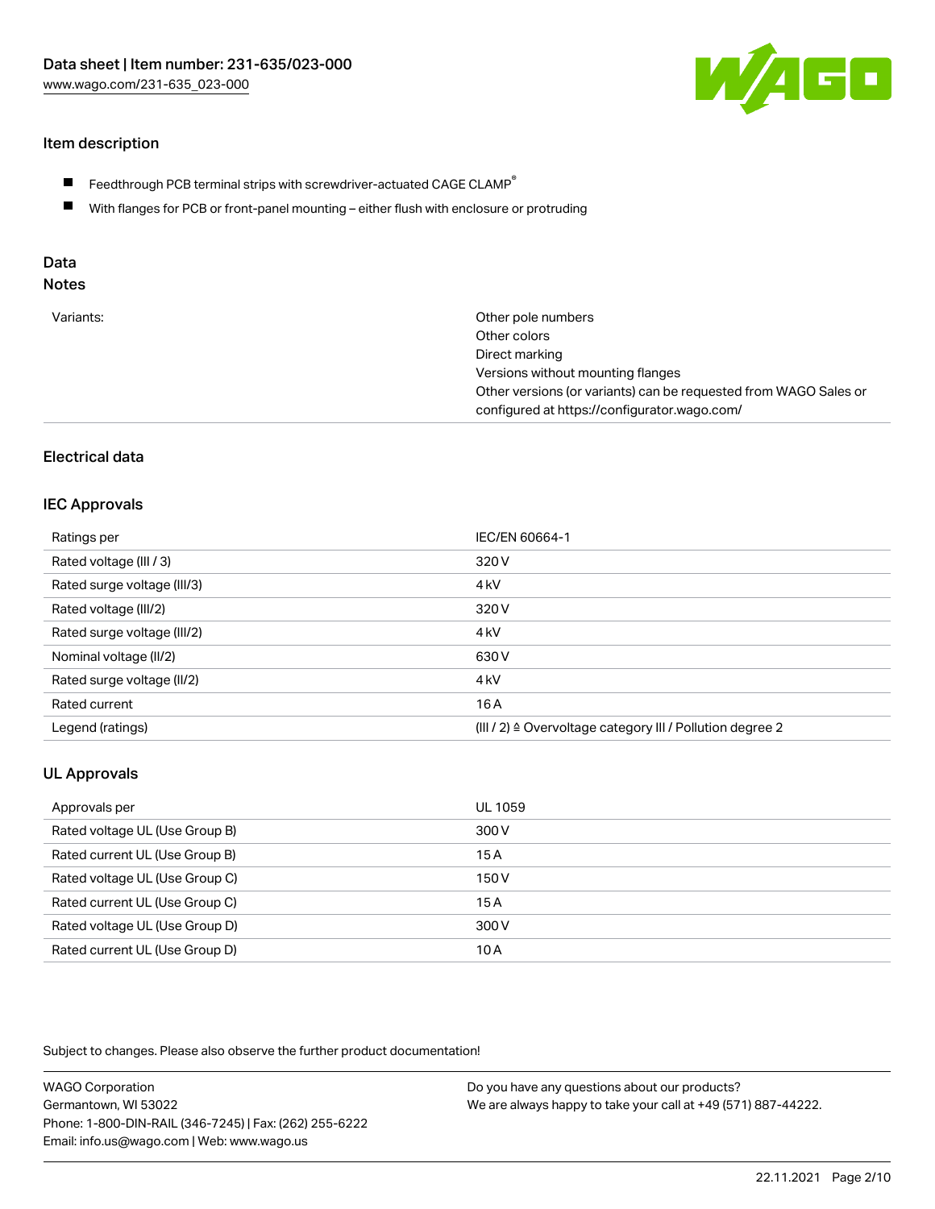## Item description

- Feedthrough PCB terminal strips with screwdriver-actuated CAGE CLAMP®
- With flanges for PCB or front-panel mounting – either flush with enclosure or protruding

## Data

### Notes

| | |
|---|---|
| Variants: | Other pole numbers<br>Other colors<br>Direct marking<br>Versions without mounting flanges<br>Other versions (or variants) can be requested from WAGO Sales or configured at https://configurator.wago.com/ |

## Electrical data

### IEC Approvals

| | |
|---|---|
| Ratings per | IEC/EN 60664-1 |
| Rated voltage (III / 3) | 320 V |
| Rated surge voltage (III/3) | 4 kV |
| Rated voltage (III/2) | 320 V |
| Rated surge voltage (III/2) | 4 kV |
| Nominal voltage (II/2) | 630 V |
| Rated surge voltage (II/2) | 4 kV |
| Rated current | 16 A |
| Legend (ratings) | (III / 2) ≙ Overvoltage category III / Pollution degree 2 |

### UL Approvals

| | |
|---|---|
| Approvals per | UL 1059 |
| Rated voltage UL (Use Group B) | 300 V |
| Rated current UL (Use Group B) | 15 A |
| Rated voltage UL (Use Group C) | 150 V |
| Rated current UL (Use Group C) | 15 A |
| Rated voltage UL (Use Group D) | 300 V |
| Rated current UL (Use Group D) | 10 A |

Subject to changes. Please also observe the further product documentation!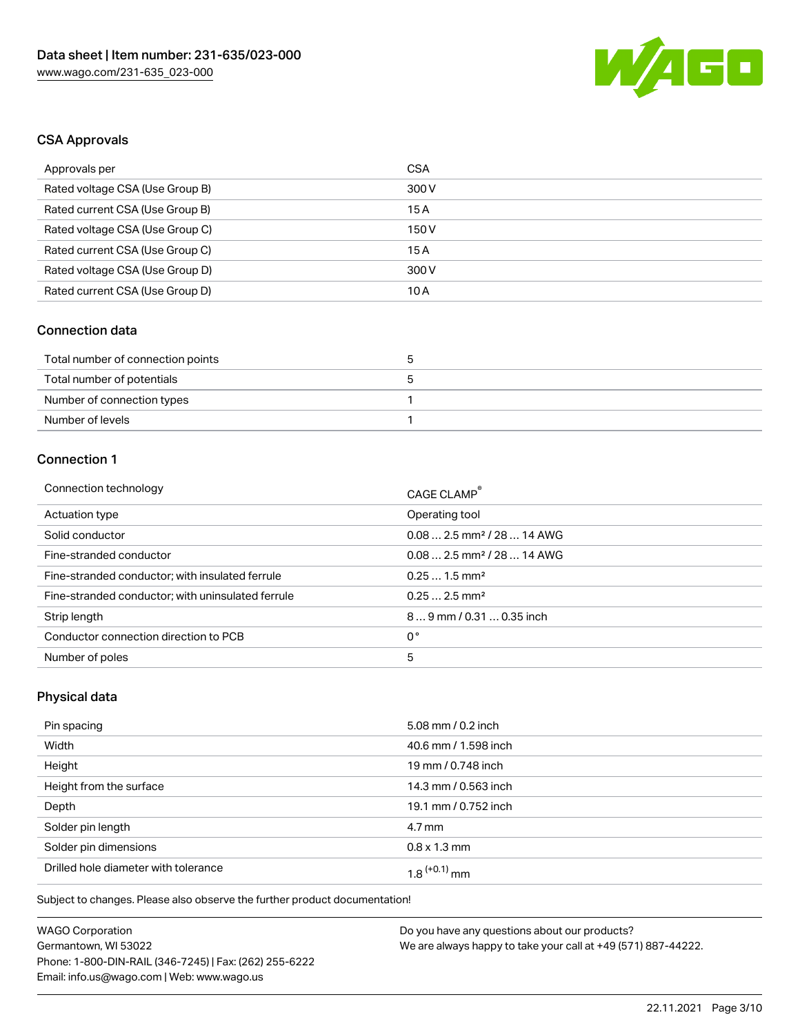## CSA Approvals

| Approvals per | CSA |
| --- | --- |
| Rated voltage CSA (Use Group B) | 300 V |
| Rated current CSA (Use Group B) | 15 A |
| Rated voltage CSA (Use Group C) | 150 V |
| Rated current CSA (Use Group C) | 15 A |
| Rated voltage CSA (Use Group D) | 300 V |
| Rated current CSA (Use Group D) | 10 A |

## Connection data

| Total number of connection points | 5 |
| --- | --- |
| Total number of potentials | 5 |
| Number of connection types | 1 |
| Number of levels | 1 |

## Connection 1

| Connection technology | CAGE CLAMP® |
| --- | --- |
| Actuation type | Operating tool |
| Solid conductor | 0.08 … 2.5 mm² / 28 … 14 AWG |
| Fine-stranded conductor | 0.08 … 2.5 mm² / 28 … 14 AWG |
| Fine-stranded conductor; with insulated ferrule | 0.25 … 1.5 mm² |
| Fine-stranded conductor; with uninsulated ferrule | 0.25 … 2.5 mm² |
| Strip length | 8 … 9 mm / 0.31 … 0.35 inch |
| Conductor connection direction to PCB | 0 ° |
| Number of poles | 5 |

## Physical data

| Pin spacing | 5.08 mm / 0.2 inch |
| --- | --- |
| Width | 40.6 mm / 1.598 inch |
| Height | 19 mm / 0.748 inch |
| Height from the surface | 14.3 mm / 0.563 inch |
| Depth | 19.1 mm / 0.752 inch |
| Solder pin length | 4.7 mm |
| Solder pin dimensions | 0.8 x 1.3 mm |
| Drilled hole diameter with tolerance | $1.8^{(+0.1)}$ mm |

Subject to changes. Please also observe the further product documentation!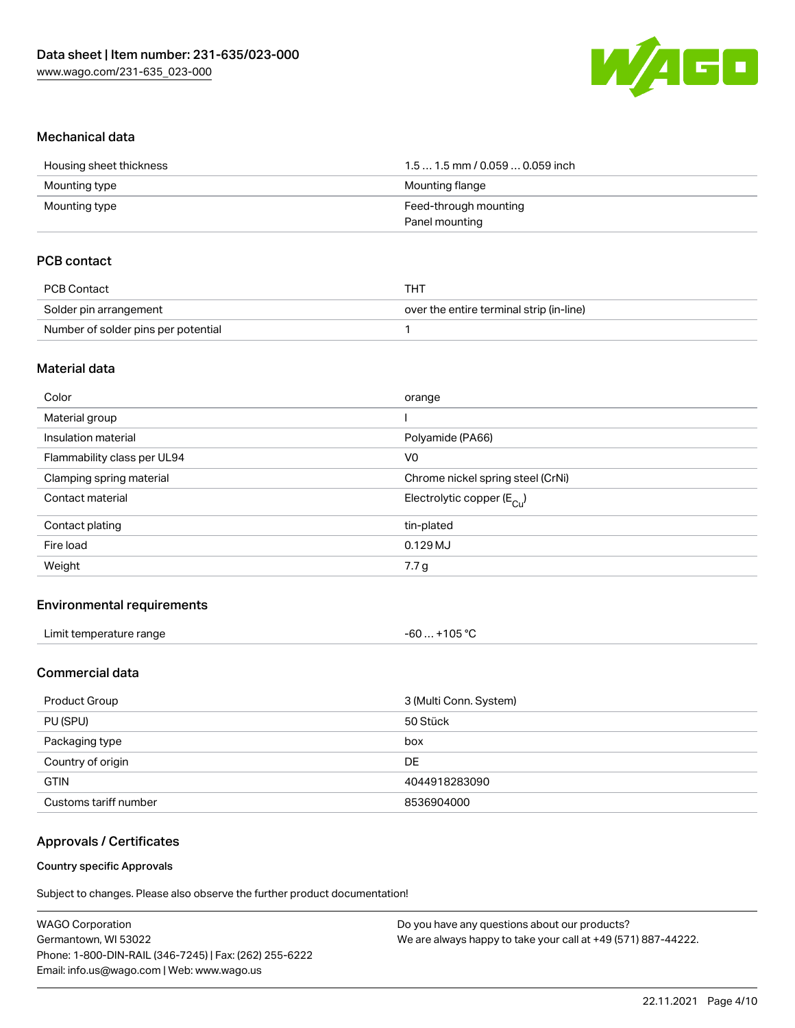## Mechanical data

| | |
|---|---|
| Housing sheet thickness | 1.5 … 1.5 mm / 0.059 … 0.059 inch |
| Mounting type | Mounting flange |
| Mounting type | Feed-through mounting<br>Panel mounting |

## PCB contact

| | |
|---|---|
| PCB Contact | THT |
| Solder pin arrangement | over the entire terminal strip (in-line) |
| Number of solder pins per potential | 1 |

## Material data

| | |
|---|---|
| Color | orange |
| Material group | I |
| Insulation material | Polyamide (PA66) |
| Flammability class per UL94 | V0 |
| Clamping spring material | Chrome nickel spring steel (CrNi) |
| Contact material | Electrolytic copper ($E_{Cu}$) |
| Contact plating | tin-plated |
| Fire load | 0.129 MJ |
| Weight | 7.7 g |

## Environmental requirements

| | |
|---|---|
| Limit temperature range | -60 … +105 °C |

## Commercial data

| | |
|---|---|
| Product Group | 3 (Multi Conn. System) |
| PU (SPU) | 50 Stück |
| Packaging type | box |
| Country of origin | DE |
| GTIN | 4044918283090 |
| Customs tariff number | 8536904000 |

## Approvals / Certificates

### Country specific Approvals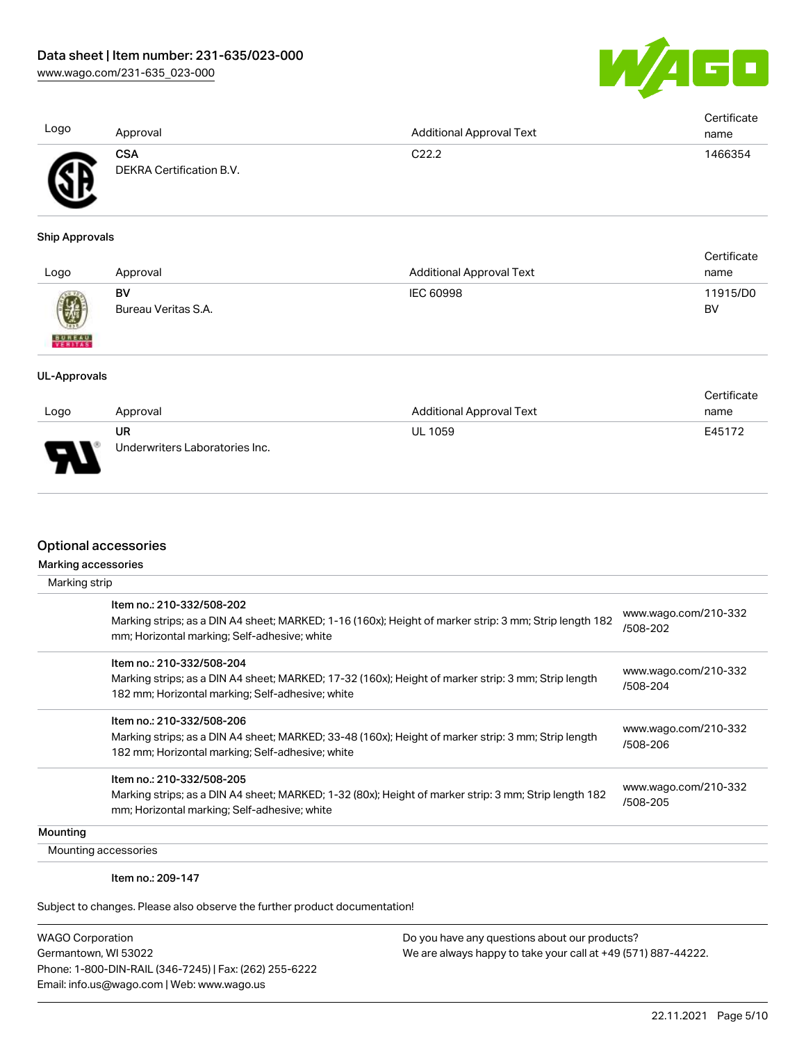| Logo | Approval | Additional Approval Text | Certificate name |
| --- | --- | --- | --- |
| | **CSA**<br>DEKRA Certification B.V. | C22.2 | 1466354 |

**Ship Approvals**

| Logo | Approval | Additional Approval Text | Certificate name |
| --- | --- | --- | --- |
| | **BV**<br>Bureau Veritas S.A. | IEC 60998 | 11915/D0 BV |

**UL-Approvals**

| Logo | Approval | Additional Approval Text | Certificate name |
| --- | --- | --- | --- |
| | **UR**<br>Underwriters Laboratories Inc. | UL 1059 | E45172 |

## Optional accessories

**Marking accessories**

Marking strip

| Item | Link |
| --- | --- |
| Item no.: 210-332/508-202<br>Marking strips; as a DIN A4 sheet; MARKED; 1-16 (160x); Height of marker strip: 3 mm; Strip length 182 mm; Horizontal marking; Self-adhesive; white | www.wago.com/210-332/508-202 |
| Item no.: 210-332/508-204<br>Marking strips; as a DIN A4 sheet; MARKED; 17-32 (160x); Height of marker strip: 3 mm; Strip length 182 mm; Horizontal marking; Self-adhesive; white | www.wago.com/210-332/508-204 |
| Item no.: 210-332/508-206<br>Marking strips; as a DIN A4 sheet; MARKED; 33-48 (160x); Height of marker strip: 3 mm; Strip length 182 mm; Horizontal marking; Self-adhesive; white | www.wago.com/210-332/508-206 |
| Item no.: 210-332/508-205<br>Marking strips; as a DIN A4 sheet; MARKED; 1-32 (80x); Height of marker strip: 3 mm; Strip length 182 mm; Horizontal marking; Self-adhesive; white | www.wago.com/210-332/508-205 |

**Mounting**

Mounting accessories

Item no.: 209-147

Subject to changes. Please also observe the further product documentation!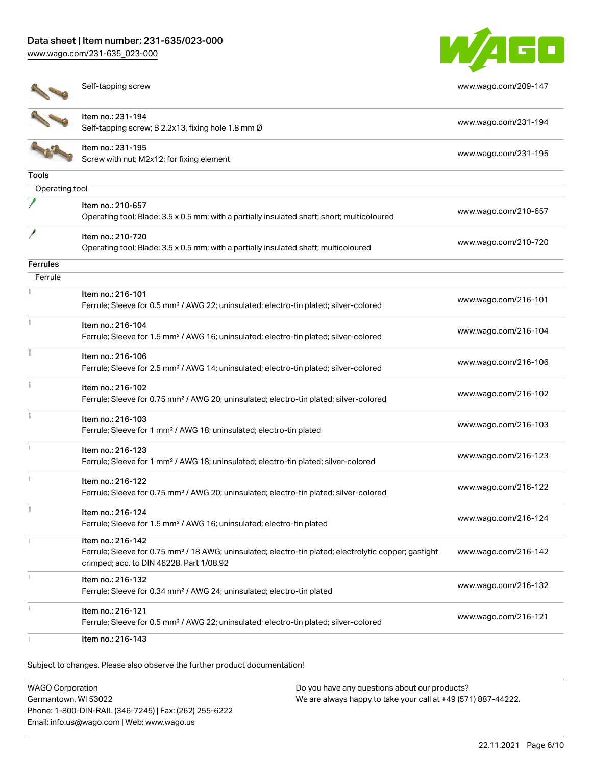| | | |
|---|---|---|
| | Self-tapping screw | www.wago.com/209-147 |
| | Item no.: 231-194<br>Self-tapping screw; B 2.2x13, fixing hole 1.8 mm Ø | www.wago.com/231-194 |
| | Item no.: 231-195<br>Screw with nut; M2x12; for fixing element | www.wago.com/231-195 |

**Tools**

Operating tool

| | | |
|---|---|---|
| | Item no.: 210-657<br>Operating tool; Blade: 3.5 x 0.5 mm; with a partially insulated shaft; short; multicoloured | www.wago.com/210-657 |
| | Item no.: 210-720<br>Operating tool; Blade: 3.5 x 0.5 mm; with a partially insulated shaft; multicoloured | www.wago.com/210-720 |

**Ferrules**

Ferrule

| | | |
|---|---|---|
| | Item no.: 216-101<br>Ferrule; Sleeve for 0.5 mm² / AWG 22; uninsulated; electro-tin plated; silver-colored | www.wago.com/216-101 |
| | Item no.: 216-104<br>Ferrule; Sleeve for 1.5 mm² / AWG 16; uninsulated; electro-tin plated; silver-colored | www.wago.com/216-104 |
| | Item no.: 216-106<br>Ferrule; Sleeve for 2.5 mm² / AWG 14; uninsulated; electro-tin plated; silver-colored | www.wago.com/216-106 |
| | Item no.: 216-102<br>Ferrule; Sleeve for 0.75 mm² / AWG 20; uninsulated; electro-tin plated; silver-colored | www.wago.com/216-102 |
| | Item no.: 216-103<br>Ferrule; Sleeve for 1 mm² / AWG 18; uninsulated; electro-tin plated | www.wago.com/216-103 |
| | Item no.: 216-123<br>Ferrule; Sleeve for 1 mm² / AWG 18; uninsulated; electro-tin plated; silver-colored | www.wago.com/216-123 |
| | Item no.: 216-122<br>Ferrule; Sleeve for 0.75 mm² / AWG 20; uninsulated; electro-tin plated; silver-colored | www.wago.com/216-122 |
| | Item no.: 216-124<br>Ferrule; Sleeve for 1.5 mm² / AWG 16; uninsulated; electro-tin plated | www.wago.com/216-124 |
| | Item no.: 216-142<br>Ferrule; Sleeve for 0.75 mm² / 18 AWG; uninsulated; electro-tin plated; electrolytic copper; gastight crimped; acc. to DIN 46228, Part 1/08.92 | www.wago.com/216-142 |
| | Item no.: 216-132<br>Ferrule; Sleeve for 0.34 mm² / AWG 24; uninsulated; electro-tin plated | www.wago.com/216-132 |
| | Item no.: 216-121<br>Ferrule; Sleeve for 0.5 mm² / AWG 22; uninsulated; electro-tin plated; silver-colored | www.wago.com/216-121 |
| | Item no.: 216-143 | |

Subject to changes. Please also observe the further product documentation!

WAGO Corporation
Germantown, WI 53022
Phone: 1-800-DIN-RAIL (346-7245) | Fax: (262) 255-6222
Email: info.us@wago.com | Web: www.wago.us

Do you have any questions about our products?
We are always happy to take your call at +49 (571) 887-44222.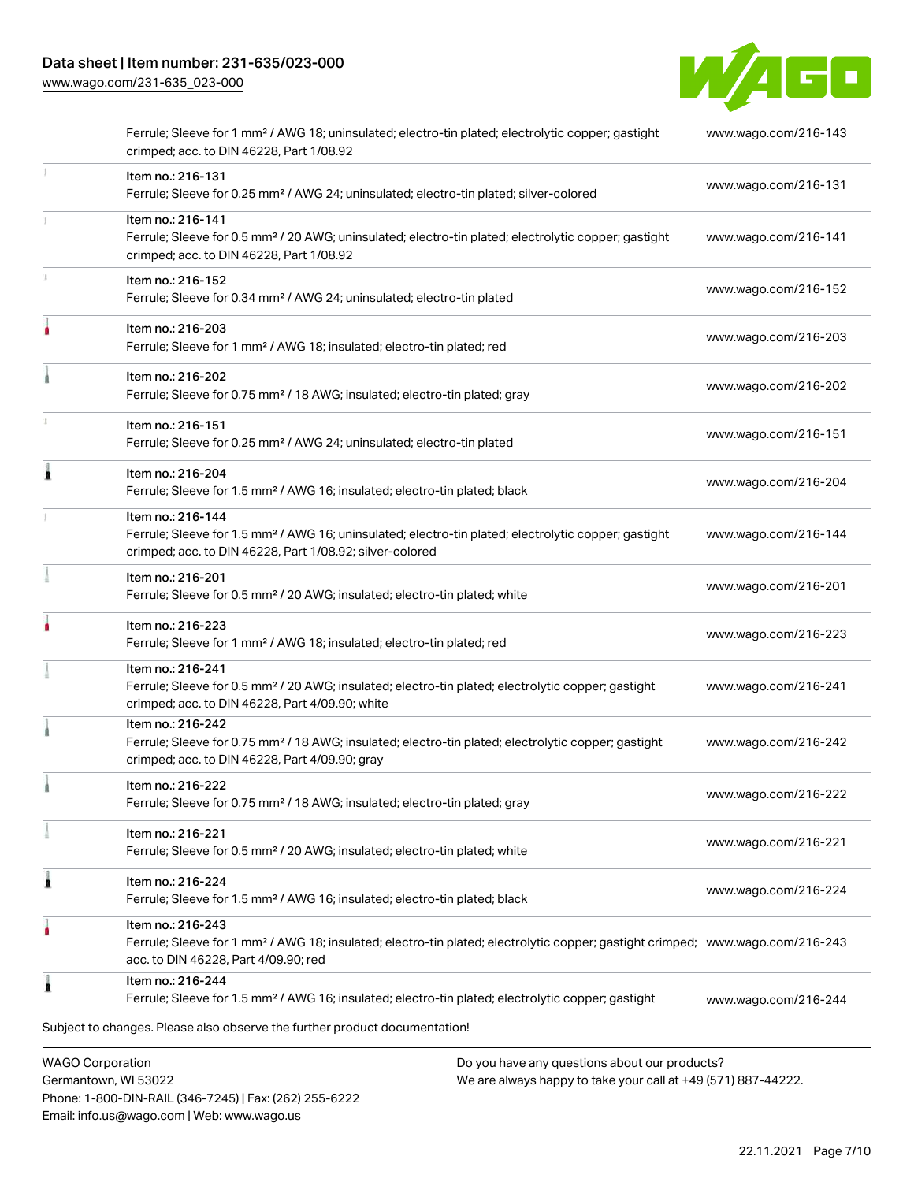| | | |
|---|---|---|
| | Ferrule; Sleeve for 1 mm² / AWG 18; uninsulated; electro-tin plated; electrolytic copper; gastight crimped; acc. to DIN 46228, Part 1/08.92 | www.wago.com/216-143 |
| | Item no.: 216-131<br>Ferrule; Sleeve for 0.25 mm² / AWG 24; uninsulated; electro-tin plated; silver-colored | www.wago.com/216-131 |
| | Item no.: 216-141<br>Ferrule; Sleeve for 0.5 mm² / 20 AWG; uninsulated; electro-tin plated; electrolytic copper; gastight crimped; acc. to DIN 46228, Part 1/08.92 | www.wago.com/216-141 |
| | Item no.: 216-152<br>Ferrule; Sleeve for 0.34 mm² / AWG 24; uninsulated; electro-tin plated | www.wago.com/216-152 |
| | Item no.: 216-203<br>Ferrule; Sleeve for 1 mm² / AWG 18; insulated; electro-tin plated; red | www.wago.com/216-203 |
| | Item no.: 216-202<br>Ferrule; Sleeve for 0.75 mm² / 18 AWG; insulated; electro-tin plated; gray | www.wago.com/216-202 |
| | Item no.: 216-151<br>Ferrule; Sleeve for 0.25 mm² / AWG 24; uninsulated; electro-tin plated | www.wago.com/216-151 |
| | Item no.: 216-204<br>Ferrule; Sleeve for 1.5 mm² / AWG 16; insulated; electro-tin plated; black | www.wago.com/216-204 |
| | Item no.: 216-144<br>Ferrule; Sleeve for 1.5 mm² / AWG 16; uninsulated; electro-tin plated; electrolytic copper; gastight crimped; acc. to DIN 46228, Part 1/08.92; silver-colored | www.wago.com/216-144 |
| | Item no.: 216-201<br>Ferrule; Sleeve for 0.5 mm² / 20 AWG; insulated; electro-tin plated; white | www.wago.com/216-201 |
| | Item no.: 216-223<br>Ferrule; Sleeve for 1 mm² / AWG 18; insulated; electro-tin plated; red | www.wago.com/216-223 |
| | Item no.: 216-241<br>Ferrule; Sleeve for 0.5 mm² / 20 AWG; insulated; electro-tin plated; electrolytic copper; gastight crimped; acc. to DIN 46228, Part 4/09.90; white | www.wago.com/216-241 |
| | Item no.: 216-242<br>Ferrule; Sleeve for 0.75 mm² / 18 AWG; insulated; electro-tin plated; electrolytic copper; gastight crimped; acc. to DIN 46228, Part 4/09.90; gray | www.wago.com/216-242 |
| | Item no.: 216-222<br>Ferrule; Sleeve for 0.75 mm² / 18 AWG; insulated; electro-tin plated; gray | www.wago.com/216-222 |
| | Item no.: 216-221<br>Ferrule; Sleeve for 0.5 mm² / 20 AWG; insulated; electro-tin plated; white | www.wago.com/216-221 |
| | Item no.: 216-224<br>Ferrule; Sleeve for 1.5 mm² / AWG 16; insulated; electro-tin plated; black | www.wago.com/216-224 |
| | Item no.: 216-243<br>Ferrule; Sleeve for 1 mm² / AWG 18; insulated; electro-tin plated; electrolytic copper; gastight crimped; acc. to DIN 46228, Part 4/09.90; red | www.wago.com/216-243 |
| | Item no.: 216-244<br>Ferrule; Sleeve for 1.5 mm² / AWG 16; insulated; electro-tin plated; electrolytic copper; gastight | www.wago.com/216-244 |

Subject to changes. Please also observe the further product documentation!

WAGO Corporation
Germantown, WI 53022
Phone: 1-800-DIN-RAIL (346-7245) | Fax: (262) 255-6222
Email: info.us@wago.com | Web: www.wago.us

Do you have any questions about our products?
We are always happy to take your call at +49 (571) 887-44222.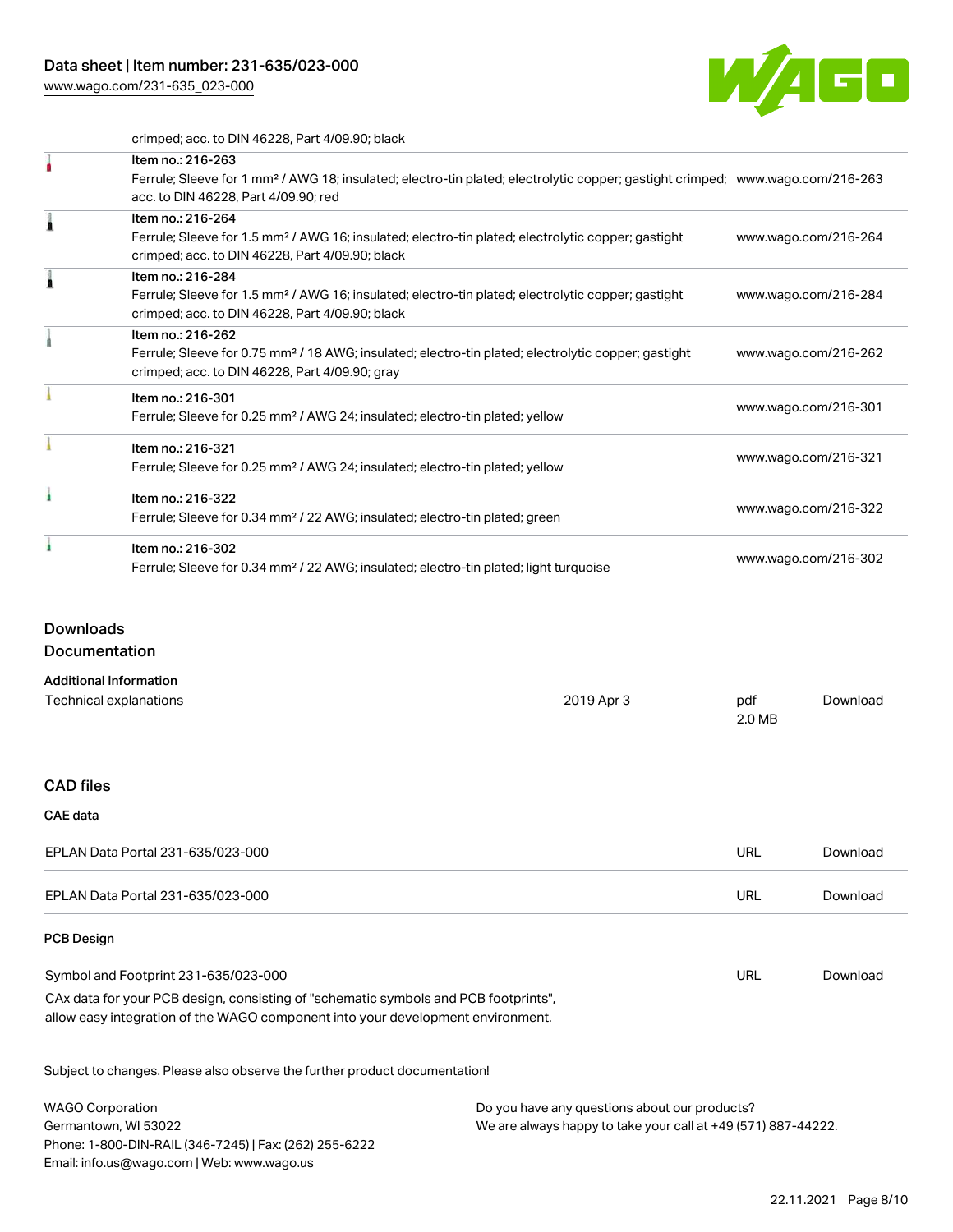crimped; acc. to DIN 46228, Part 4/09.90; black

| Item | Link |
| --- | --- |
| Item no.: 216-263<br>Ferrule; Sleeve for 1 mm² / AWG 18; insulated; electro-tin plated; electrolytic copper; gastight crimped; acc. to DIN 46228, Part 4/09.90; red | www.wago.com/216-263 |
| Item no.: 216-264<br>Ferrule; Sleeve for 1.5 mm² / AWG 16; insulated; electro-tin plated; electrolytic copper; gastight crimped; acc. to DIN 46228, Part 4/09.90; black | www.wago.com/216-264 |
| Item no.: 216-284<br>Ferrule; Sleeve for 1.5 mm² / AWG 16; insulated; electro-tin plated; electrolytic copper; gastight crimped; acc. to DIN 46228, Part 4/09.90; black | www.wago.com/216-284 |
| Item no.: 216-262<br>Ferrule; Sleeve for 0.75 mm² / 18 AWG; insulated; electro-tin plated; electrolytic copper; gastight crimped; acc. to DIN 46228, Part 4/09.90; gray | www.wago.com/216-262 |
| Item no.: 216-301<br>Ferrule; Sleeve for 0.25 mm² / AWG 24; insulated; electro-tin plated; yellow | www.wago.com/216-301 |
| Item no.: 216-321<br>Ferrule; Sleeve for 0.25 mm² / AWG 24; insulated; electro-tin plated; yellow | www.wago.com/216-321 |
| Item no.: 216-322<br>Ferrule; Sleeve for 0.34 mm² / 22 AWG; insulated; electro-tin plated; green | www.wago.com/216-322 |
| Item no.: 216-302<br>Ferrule; Sleeve for 0.34 mm² / 22 AWG; insulated; electro-tin plated; light turquoise | www.wago.com/216-302 |

## Downloads

### Documentation

**Additional Information**

| | | | |
| --- | --- | --- | --- |
| Technical explanations | 2019 Apr 3 | pdf<br>2.0 MB | Download |

### CAD files

**CAE data**

| | | |
| --- | --- | --- |
| EPLAN Data Portal 231-635/023-000 | URL | Download |
| EPLAN Data Portal 231-635/023-000 | URL | Download |

**PCB Design**

| | | |
| --- | --- | --- |
| Symbol and Footprint 231-635/023-000 | URL | Download |

CAx data for your PCB design, consisting of "schematic symbols and PCB footprints", allow easy integration of the WAGO component into your development environment.

Subject to changes. Please also observe the further product documentation!

WAGO Corporation
Germantown, WI 53022
Phone: 1-800-DIN-RAIL (346-7245) | Fax: (262) 255-6222
Email: info.us@wago.com | Web: www.wago.us

Do you have any questions about our products?
We are always happy to take your call at +49 (571) 887-44222.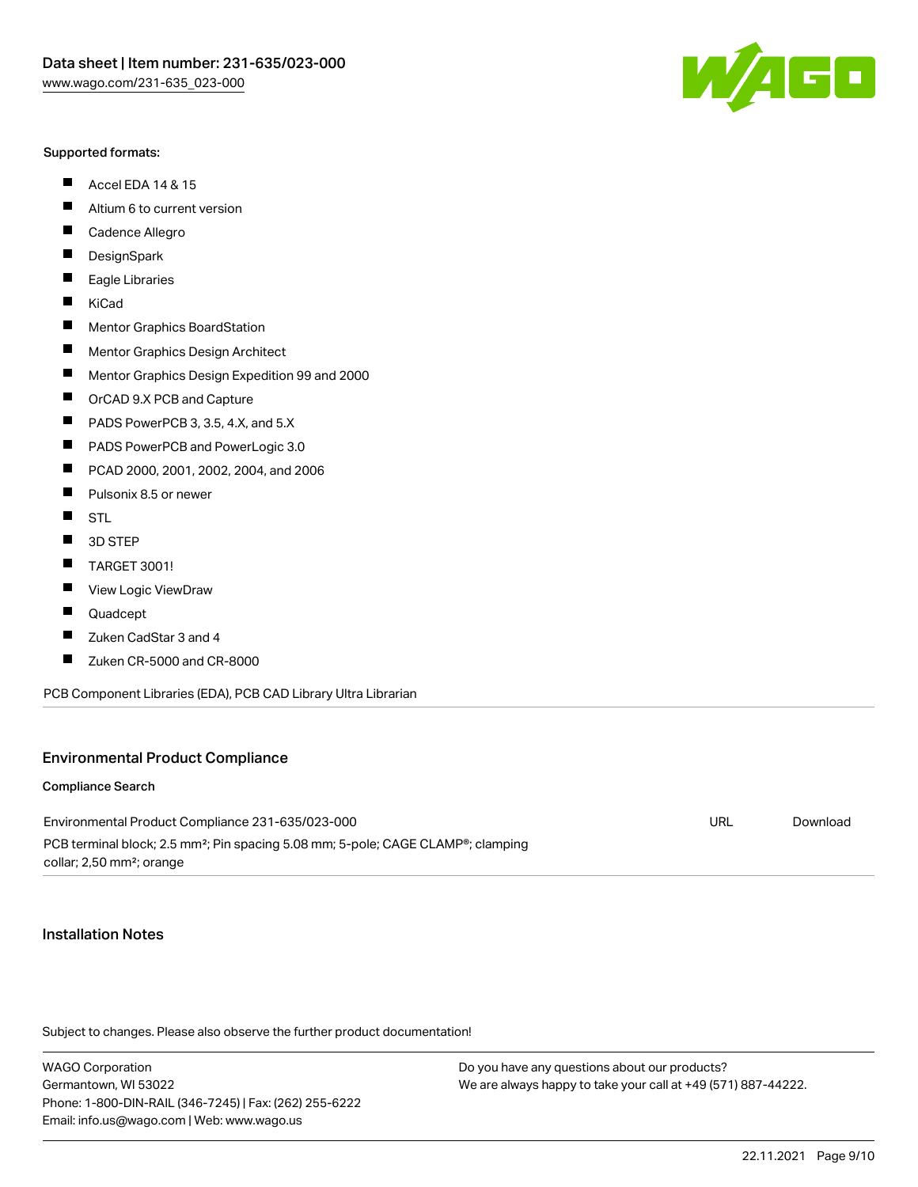Supported formats:

- Accel EDA 14 & 15
- Altium 6 to current version
- Cadence Allegro
- DesignSpark
- Eagle Libraries
- KiCad
- Mentor Graphics BoardStation
- Mentor Graphics Design Architect
- Mentor Graphics Design Expedition 99 and 2000
- OrCAD 9.X PCB and Capture
- PADS PowerPCB 3, 3.5, 4.X, and 5.X
- PADS PowerPCB and PowerLogic 3.0
- PCAD 2000, 2001, 2002, 2004, and 2006
- Pulsonix 8.5 or newer
- STL
- 3D STEP
- TARGET 3001!
- View Logic ViewDraw
- Quadcept
- Zuken CadStar 3 and 4
- Zuken CR-5000 and CR-8000

PCB Component Libraries (EDA), PCB CAD Library Ultra Librarian

## Environmental Product Compliance

### Compliance Search

| | | |
|---|---|---|
| Environmental Product Compliance 231-635/023-000<br>PCB terminal block; 2.5 mm²; Pin spacing 5.08 mm; 5-pole; CAGE CLAMP®; clamping collar; 2,50 mm²; orange | URL | Download |

## Installation Notes

Subject to changes. Please also observe the further product documentation!

WAGO Corporation
Germantown, WI 53022
Phone: 1-800-DIN-RAIL (346-7245) | Fax: (262) 255-6222
Email: info.us@wago.com | Web: www.wago.us

Do you have any questions about our products?
We are always happy to take your call at +49 (571) 887-44222.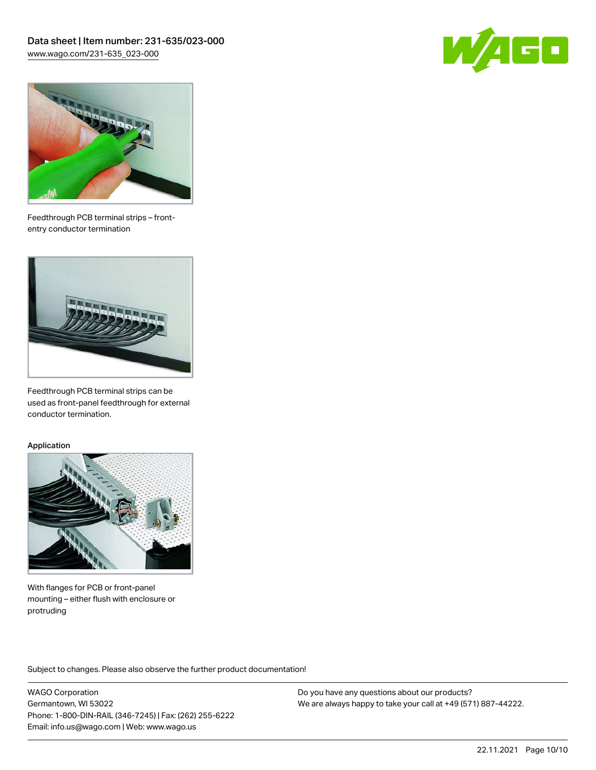Feedthrough PCB terminal strips – front-entry conductor termination

Feedthrough PCB terminal strips can be used as front-panel feedthrough for external conductor termination.

Application

With flanges for PCB or front-panel mounting – either flush with enclosure or protruding

Subject to changes. Please also observe the further product documentation!

WAGO Corporation
Germantown, WI 53022
Phone: 1-800-DIN-RAIL (346-7245) | Fax: (262) 255-6222
Email: info.us@wago.com | Web: www.wago.us

Do you have any questions about our products?
We are always happy to take your call at +49 (571) 887-44222.